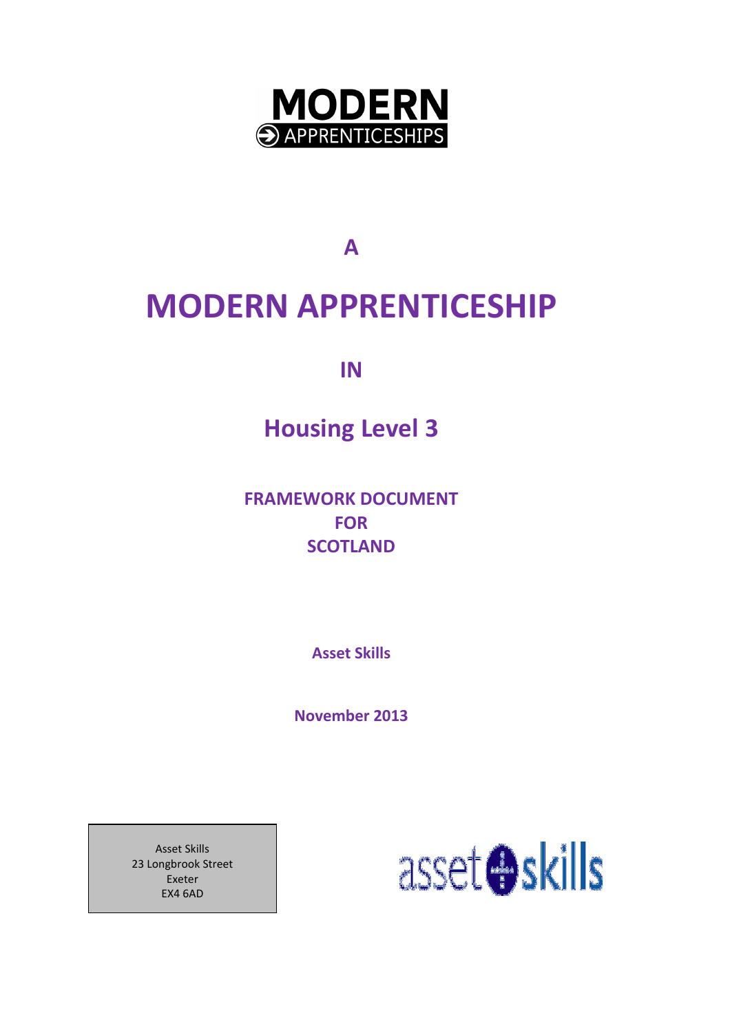MODERN APPRENTICESHIPS

A

# MODERN APPRENTICESHIP

IN

## Housing Level 3

**FRAMEWORK DOCUMENT**
**FOR**
**SCOTLAND**

**Asset Skills**

**November 2013**

Asset Skills
23 Longbrook Street
Exeter
EX4 6AD

asset skills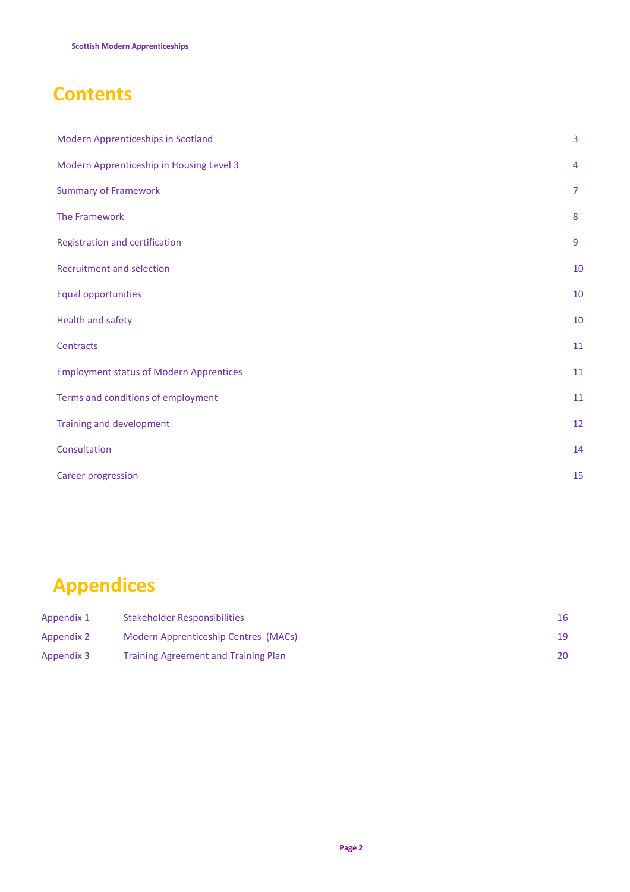# Contents

| | |
|---|---|
| Modern Apprenticeships in Scotland | 3 |
| Modern Apprenticeship in Housing Level 3 | 4 |
| Summary of Framework | 7 |
| The Framework | 8 |
| Registration and certification | 9 |
| Recruitment and selection | 10 |
| Equal opportunities | 10 |
| Health and safety | 10 |
| Contracts | 11 |
| Employment status of Modern Apprentices | 11 |
| Terms and conditions of employment | 11 |
| Training and development | 12 |
| Consultation | 14 |
| Career progression | 15 |

# Appendices

| | | |
|---|---|---|
| Appendix 1 | Stakeholder Responsibilities | 16 |
| Appendix 2 | Modern Apprenticeship Centres (MACs) | 19 |
| Appendix 3 | Training Agreement and Training Plan | 20 |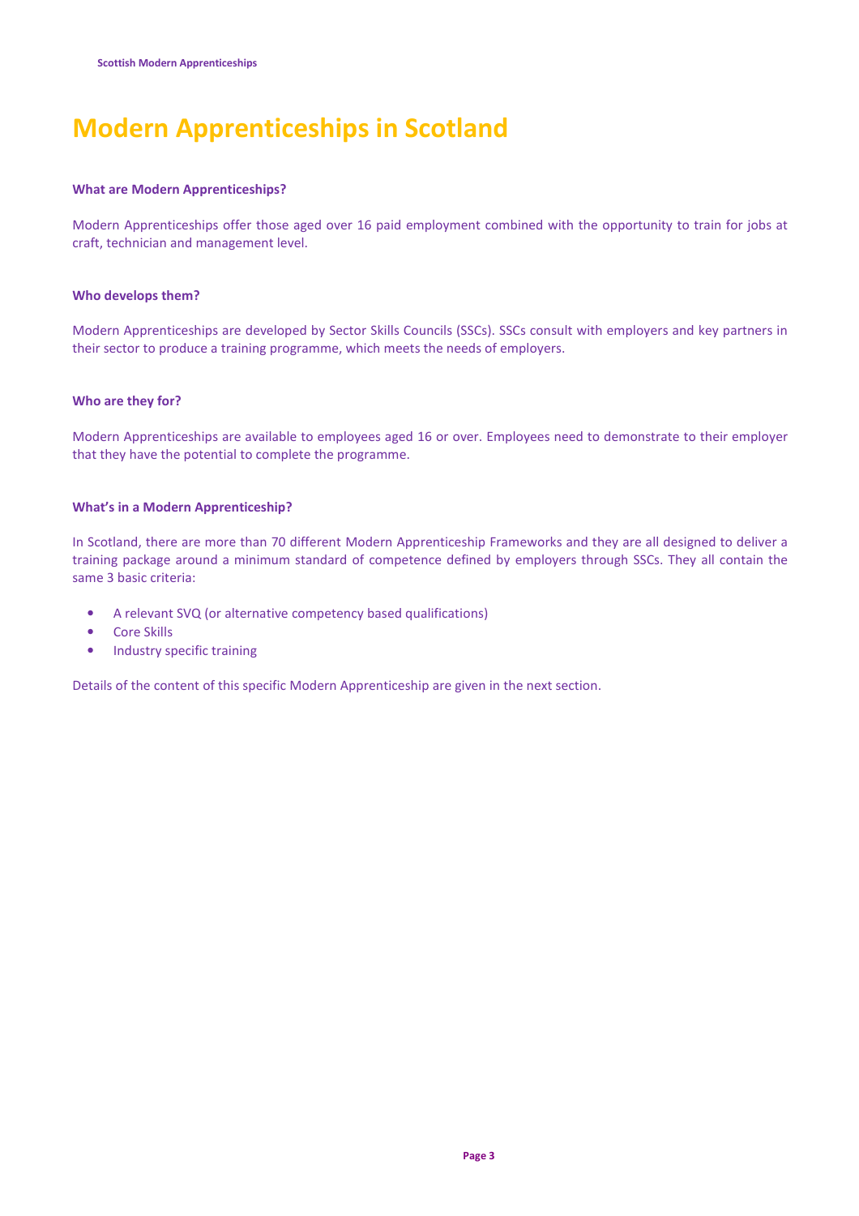# Modern Apprenticeships in Scotland

**What are Modern Apprenticeships?**

Modern Apprenticeships offer those aged over 16 paid employment combined with the opportunity to train for jobs at craft, technician and management level.

**Who develops them?**

Modern Apprenticeships are developed by Sector Skills Councils (SSCs). SSCs consult with employers and key partners in their sector to produce a training programme, which meets the needs of employers.

**Who are they for?**

Modern Apprenticeships are available to employees aged 16 or over. Employees need to demonstrate to their employer that they have the potential to complete the programme.

**What's in a Modern Apprenticeship?**

In Scotland, there are more than 70 different Modern Apprenticeship Frameworks and they are all designed to deliver a training package around a minimum standard of competence defined by employers through SSCs. They all contain the same 3 basic criteria:

- A relevant SVQ (or alternative competency based qualifications)
- Core Skills
- Industry specific training

Details of the content of this specific Modern Apprenticeship are given in the next section.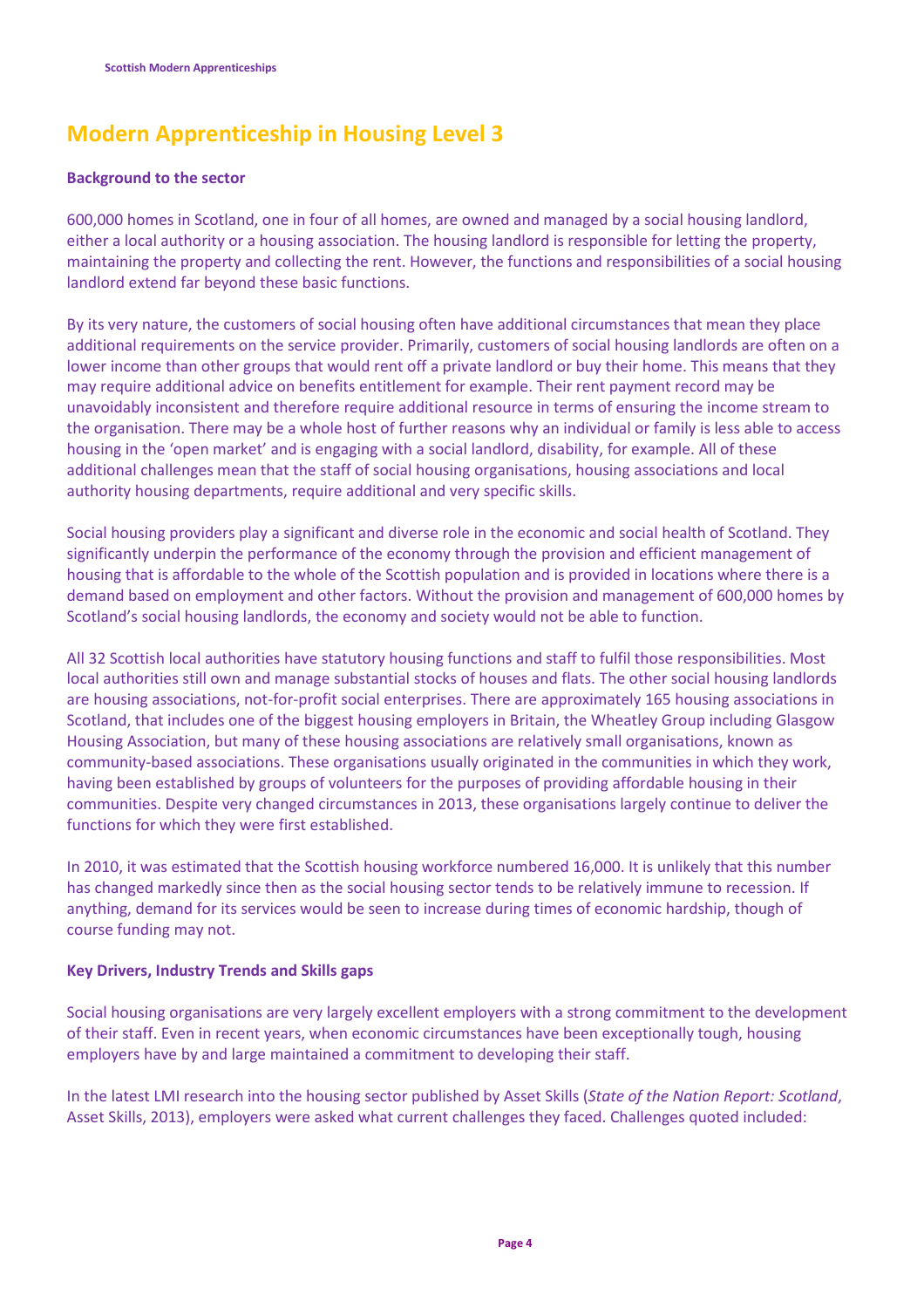# Modern Apprenticeship in Housing Level 3

**Background to the sector**

600,000 homes in Scotland, one in four of all homes, are owned and managed by a social housing landlord, either a local authority or a housing association. The housing landlord is responsible for letting the property, maintaining the property and collecting the rent. However, the functions and responsibilities of a social housing landlord extend far beyond these basic functions.

By its very nature, the customers of social housing often have additional circumstances that mean they place additional requirements on the service provider. Primarily, customers of social housing landlords are often on a lower income than other groups that would rent off a private landlord or buy their home. This means that they may require additional advice on benefits entitlement for example. Their rent payment record may be unavoidably inconsistent and therefore require additional resource in terms of ensuring the income stream to the organisation. There may be a whole host of further reasons why an individual or family is less able to access housing in the 'open market' and is engaging with a social landlord, disability, for example. All of these additional challenges mean that the staff of social housing organisations, housing associations and local authority housing departments, require additional and very specific skills.

Social housing providers play a significant and diverse role in the economic and social health of Scotland. They significantly underpin the performance of the economy through the provision and efficient management of housing that is affordable to the whole of the Scottish population and is provided in locations where there is a demand based on employment and other factors. Without the provision and management of 600,000 homes by Scotland's social housing landlords, the economy and society would not be able to function.

All 32 Scottish local authorities have statutory housing functions and staff to fulfil those responsibilities. Most local authorities still own and manage substantial stocks of houses and flats. The other social housing landlords are housing associations, not-for-profit social enterprises. There are approximately 165 housing associations in Scotland, that includes one of the biggest housing employers in Britain, the Wheatley Group including Glasgow Housing Association, but many of these housing associations are relatively small organisations, known as community-based associations. These organisations usually originated in the communities in which they work, having been established by groups of volunteers for the purposes of providing affordable housing in their communities. Despite very changed circumstances in 2013, these organisations largely continue to deliver the functions for which they were first established.

In 2010, it was estimated that the Scottish housing workforce numbered 16,000. It is unlikely that this number has changed markedly since then as the social housing sector tends to be relatively immune to recession. If anything, demand for its services would be seen to increase during times of economic hardship, though of course funding may not.

**Key Drivers, Industry Trends and Skills gaps**

Social housing organisations are very largely excellent employers with a strong commitment to the development of their staff. Even in recent years, when economic circumstances have been exceptionally tough, housing employers have by and large maintained a commitment to developing their staff.

In the latest LMI research into the housing sector published by Asset Skills (*State of the Nation Report: Scotland*, Asset Skills, 2013), employers were asked what current challenges they faced. Challenges quoted included: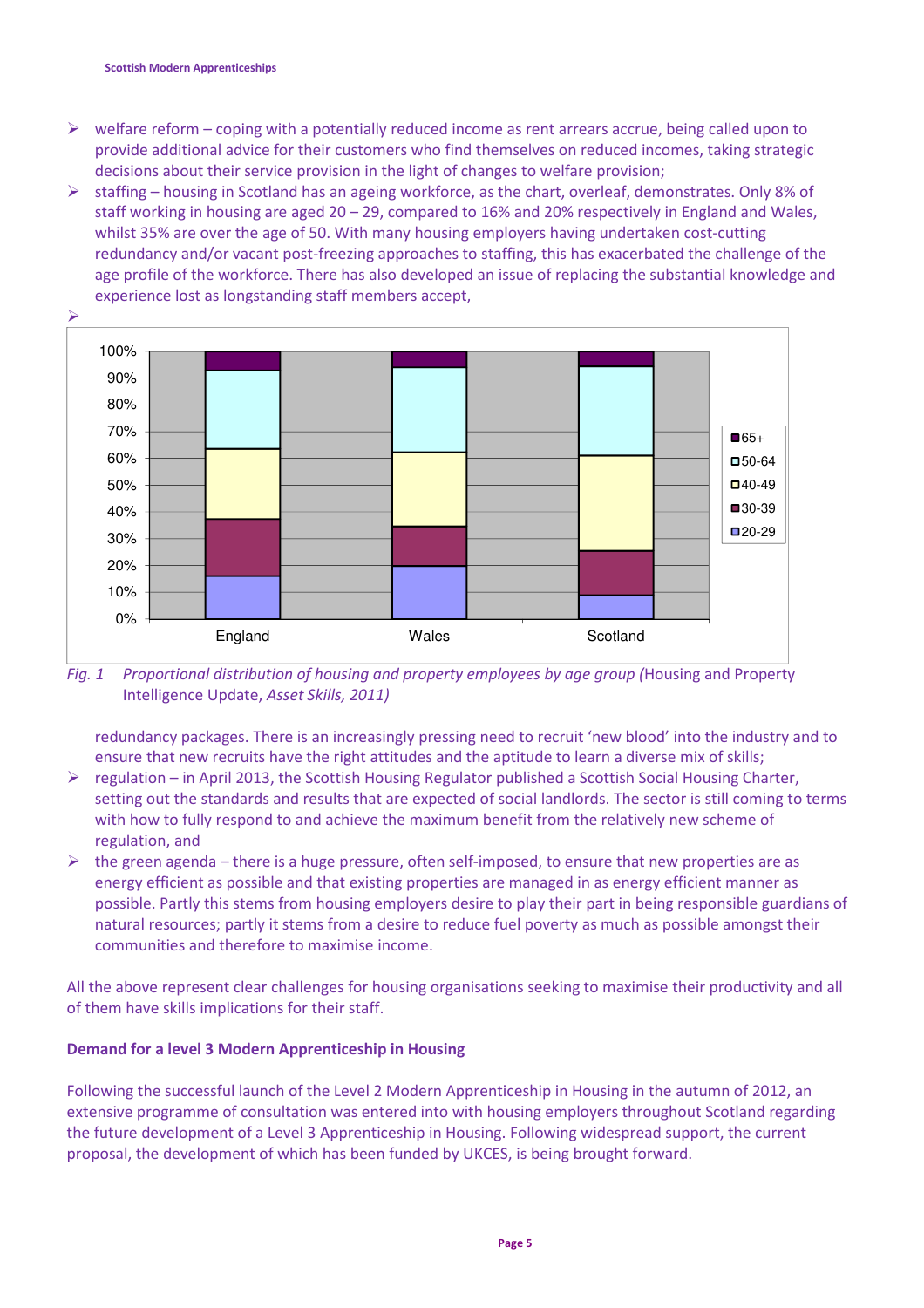- welfare reform – coping with a potentially reduced income as rent arrears accrue, being called upon to provide additional advice for their customers who find themselves on reduced incomes, taking strategic decisions about their service provision in the light of changes to welfare provision;
- staffing – housing in Scotland has an ageing workforce, as the chart, overleaf, demonstrates. Only 8% of staff working in housing are aged 20 – 29, compared to 16% and 20% respectively in England and Wales, whilst 35% are over the age of 50. With many housing employers having undertaken cost-cutting redundancy and/or vacant post-freezing approaches to staffing, this has exacerbated the challenge of the age profile of the workforce. There has also developed an issue of replacing the substantial knowledge and experience lost as longstanding staff members accept,

*Fig. 1 Proportional distribution of housing and property employees by age group* (Housing and Property Intelligence Update, *Asset Skills, 2011)*

redundancy packages. There is an increasingly pressing need to recruit 'new blood' into the industry and to ensure that new recruits have the right attitudes and the aptitude to learn a diverse mix of skills;

- regulation – in April 2013, the Scottish Housing Regulator published a Scottish Social Housing Charter, setting out the standards and results that are expected of social landlords. The sector is still coming to terms with how to fully respond to and achieve the maximum benefit from the relatively new scheme of regulation, and
- the green agenda – there is a huge pressure, often self-imposed, to ensure that new properties are as energy efficient as possible and that existing properties are managed in as energy efficient manner as possible. Partly this stems from housing employers desire to play their part in being responsible guardians of natural resources; partly it stems from a desire to reduce fuel poverty as much as possible amongst their communities and therefore to maximise income.

All the above represent clear challenges for housing organisations seeking to maximise their productivity and all of them have skills implications for their staff.

### Demand for a level 3 Modern Apprenticeship in Housing

Following the successful launch of the Level 2 Modern Apprenticeship in Housing in the autumn of 2012, an extensive programme of consultation was entered into with housing employers throughout Scotland regarding the future development of a Level 3 Apprenticeship in Housing. Following widespread support, the current proposal, the development of which has been funded by UKCES, is being brought forward.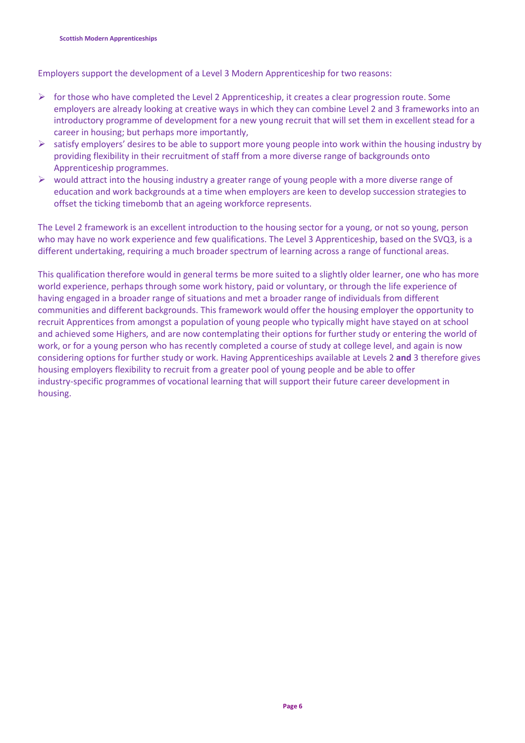Employers support the development of a Level 3 Modern Apprenticeship for two reasons:

- for those who have completed the Level 2 Apprenticeship, it creates a clear progression route. Some employers are already looking at creative ways in which they can combine Level 2 and 3 frameworks into an introductory programme of development for a new young recruit that will set them in excellent stead for a career in housing; but perhaps more importantly,
- satisfy employers' desires to be able to support more young people into work within the housing industry by providing flexibility in their recruitment of staff from a more diverse range of backgrounds onto Apprenticeship programmes.
- would attract into the housing industry a greater range of young people with a more diverse range of education and work backgrounds at a time when employers are keen to develop succession strategies to offset the ticking timebomb that an ageing workforce represents.

The Level 2 framework is an excellent introduction to the housing sector for a young, or not so young, person who may have no work experience and few qualifications. The Level 3 Apprenticeship, based on the SVQ3, is a different undertaking, requiring a much broader spectrum of learning across a range of functional areas.

This qualification therefore would in general terms be more suited to a slightly older learner, one who has more world experience, perhaps through some work history, paid or voluntary, or through the life experience of having engaged in a broader range of situations and met a broader range of individuals from different communities and different backgrounds. This framework would offer the housing employer the opportunity to recruit Apprentices from amongst a population of young people who typically might have stayed on at school and achieved some Highers, and are now contemplating their options for further study or entering the world of work, or for a young person who has recently completed a course of study at college level, and again is now considering options for further study or work. Having Apprenticeships available at Levels 2 **and** 3 therefore gives housing employers flexibility to recruit from a greater pool of young people and be able to offer industry-specific programmes of vocational learning that will support their future career development in housing.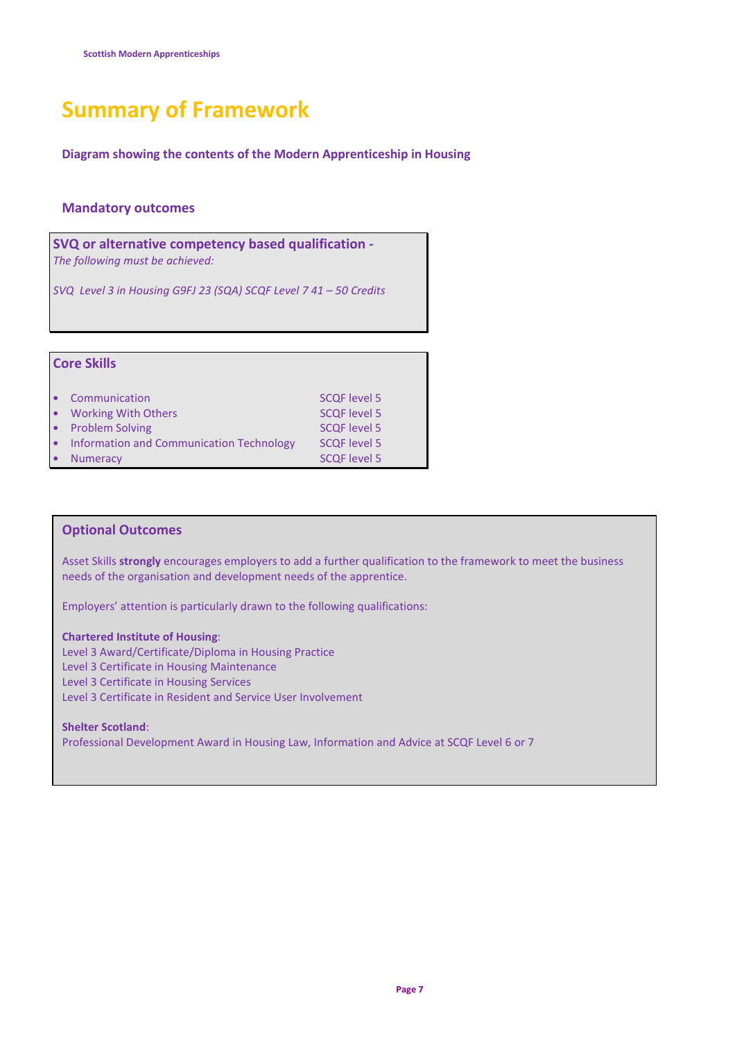# Summary of Framework

### Diagram showing the contents of the Modern Apprenticeship in Housing

### Mandatory outcomes

**SVQ or alternative competency based qualification -**

*The following must be achieved:*

*SVQ Level 3 in Housing G9FJ 23 (SQA) SCQF Level 7 41 – 50 Credits*

**Core Skills**

| Core Skill | Level |
|---|---|
| Communication | SCQF level 5 |
| Working With Others | SCQF level 5 |
| Problem Solving | SCQF level 5 |
| Information and Communication Technology | SCQF level 5 |
| Numeracy | SCQF level 5 |

### Optional Outcomes

Asset Skills **strongly** encourages employers to add a further qualification to the framework to meet the business needs of the organisation and development needs of the apprentice.

Employers' attention is particularly drawn to the following qualifications:

**Chartered Institute of Housing**:
Level 3 Award/Certificate/Diploma in Housing Practice
Level 3 Certificate in Housing Maintenance
Level 3 Certificate in Housing Services
Level 3 Certificate in Resident and Service User Involvement

**Shelter Scotland**:
Professional Development Award in Housing Law, Information and Advice at SCQF Level 6 or 7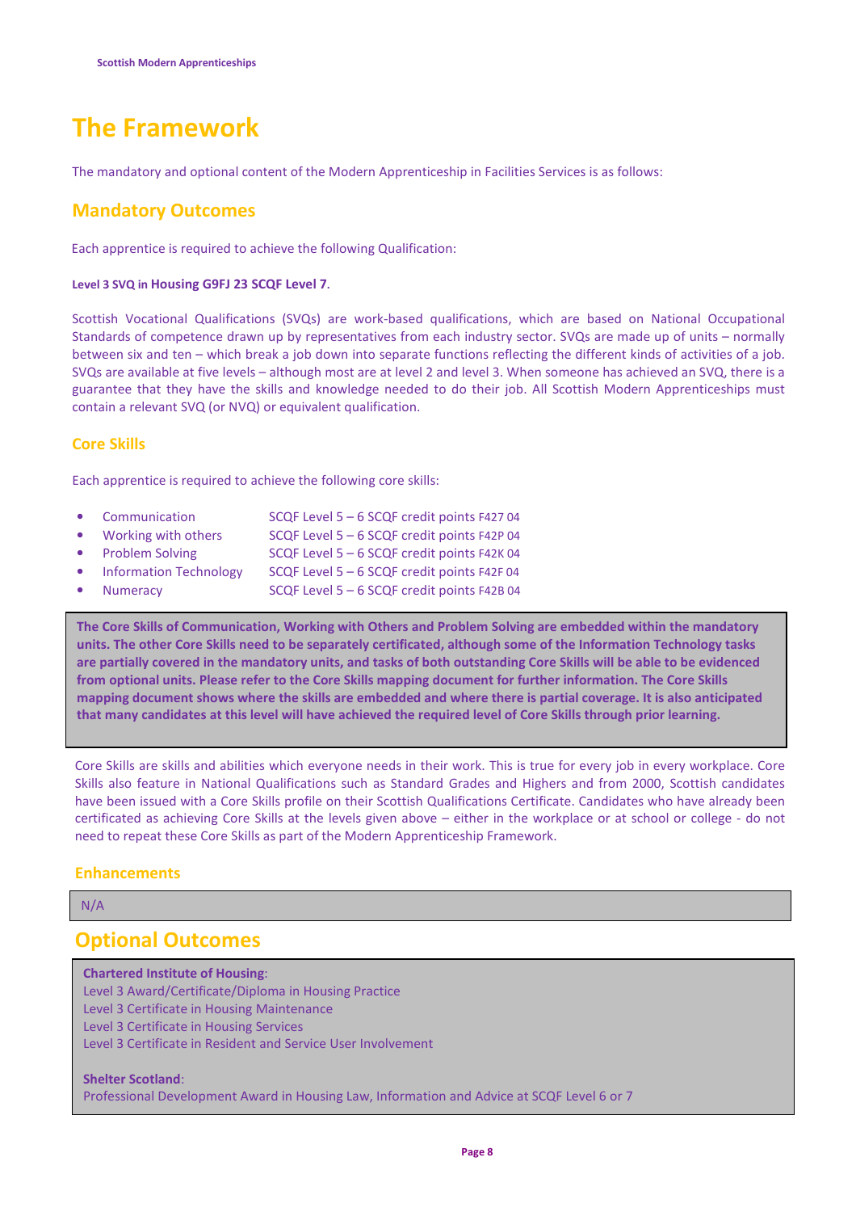# The Framework

The mandatory and optional content of the Modern Apprenticeship in Facilities Services is as follows:

## Mandatory Outcomes

Each apprentice is required to achieve the following Qualification:

**Level 3 SVQ in Housing G9FJ 23 SCQF Level 7**.

Scottish Vocational Qualifications (SVQs) are work-based qualifications, which are based on National Occupational Standards of competence drawn up by representatives from each industry sector. SVQs are made up of units – normally between six and ten – which break a job down into separate functions reflecting the different kinds of activities of a job. SVQs are available at five levels – although most are at level 2 and level 3. When someone has achieved an SVQ, there is a guarantee that they have the skills and knowledge needed to do their job. All Scottish Modern Apprenticeships must contain a relevant SVQ (or NVQ) or equivalent qualification.

### Core Skills

Each apprentice is required to achieve the following core skills:

- Communication SCQF Level 5 – 6 SCQF credit points F427 04
- Working with others SCQF Level 5 – 6 SCQF credit points F42P 04
- Problem Solving SCQF Level 5 – 6 SCQF credit points F42K 04
- Information Technology SCQF Level 5 – 6 SCQF credit points F42F 04
- Numeracy SCQF Level 5 – 6 SCQF credit points F42B 04

**The Core Skills of Communication, Working with Others and Problem Solving are embedded within the mandatory units. The other Core Skills need to be separately certificated, although some of the Information Technology tasks are partially covered in the mandatory units, and tasks of both outstanding Core Skills will be able to be evidenced from optional units. Please refer to the Core Skills mapping document for further information. The Core Skills mapping document shows where the skills are embedded and where there is partial coverage. It is also anticipated that many candidates at this level will have achieved the required level of Core Skills through prior learning.**

Core Skills are skills and abilities which everyone needs in their work. This is true for every job in every workplace. Core Skills also feature in National Qualifications such as Standard Grades and Highers and from 2000, Scottish candidates have been issued with a Core Skills profile on their Scottish Qualifications Certificate. Candidates who have already been certificated as achieving Core Skills at the levels given above – either in the workplace or at school or college - do not need to repeat these Core Skills as part of the Modern Apprenticeship Framework.

### Enhancements

N/A

## Optional Outcomes

**Chartered Institute of Housing**:
Level 3 Award/Certificate/Diploma in Housing Practice
Level 3 Certificate in Housing Maintenance
Level 3 Certificate in Housing Services
Level 3 Certificate in Resident and Service User Involvement

**Shelter Scotland**:
Professional Development Award in Housing Law, Information and Advice at SCQF Level 6 or 7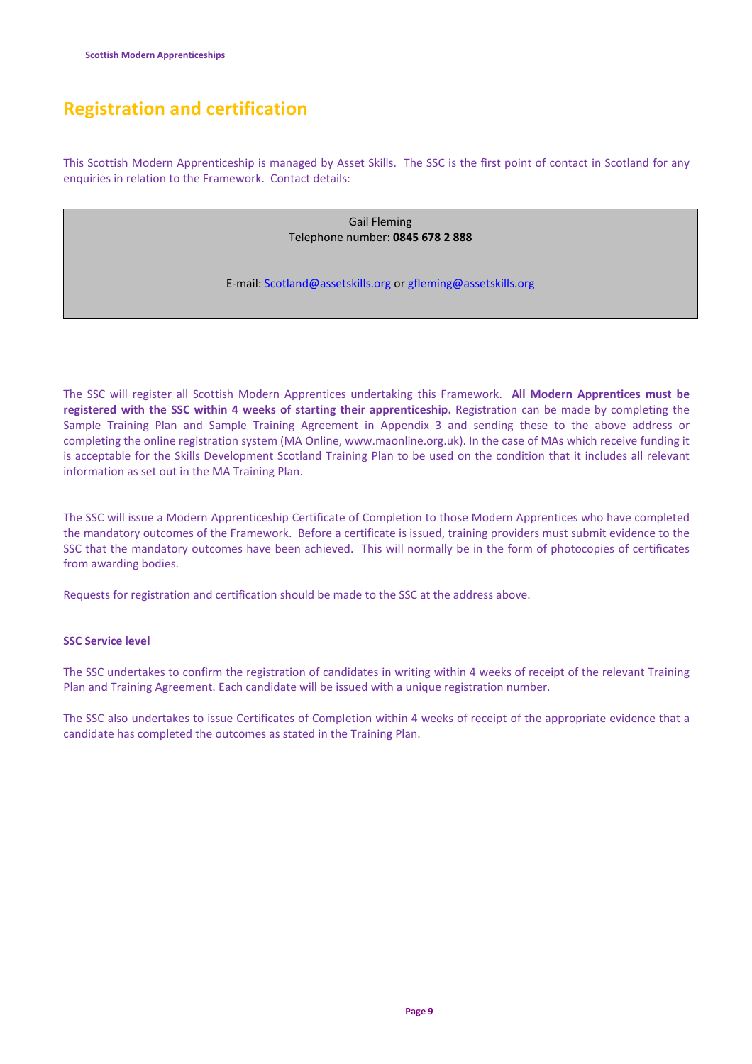# Registration and certification

This Scottish Modern Apprenticeship is managed by Asset Skills. The SSC is the first point of contact in Scotland for any enquiries in relation to the Framework. Contact details:

Gail Fleming
Telephone number: **0845 678 2 888**

E-mail: Scotland@assetskills.org or gfleming@assetskills.org

The SSC will register all Scottish Modern Apprentices undertaking this Framework. **All Modern Apprentices must be registered with the SSC within 4 weeks of starting their apprenticeship.** Registration can be made by completing the Sample Training Plan and Sample Training Agreement in Appendix 3 and sending these to the above address or completing the online registration system (MA Online, www.maonline.org.uk). In the case of MAs which receive funding it is acceptable for the Skills Development Scotland Training Plan to be used on the condition that it includes all relevant information as set out in the MA Training Plan.

The SSC will issue a Modern Apprenticeship Certificate of Completion to those Modern Apprentices who have completed the mandatory outcomes of the Framework. Before a certificate is issued, training providers must submit evidence to the SSC that the mandatory outcomes have been achieved. This will normally be in the form of photocopies of certificates from awarding bodies.

Requests for registration and certification should be made to the SSC at the address above.

### SSC Service level

The SSC undertakes to confirm the registration of candidates in writing within 4 weeks of receipt of the relevant Training Plan and Training Agreement. Each candidate will be issued with a unique registration number.

The SSC also undertakes to issue Certificates of Completion within 4 weeks of receipt of the appropriate evidence that a candidate has completed the outcomes as stated in the Training Plan.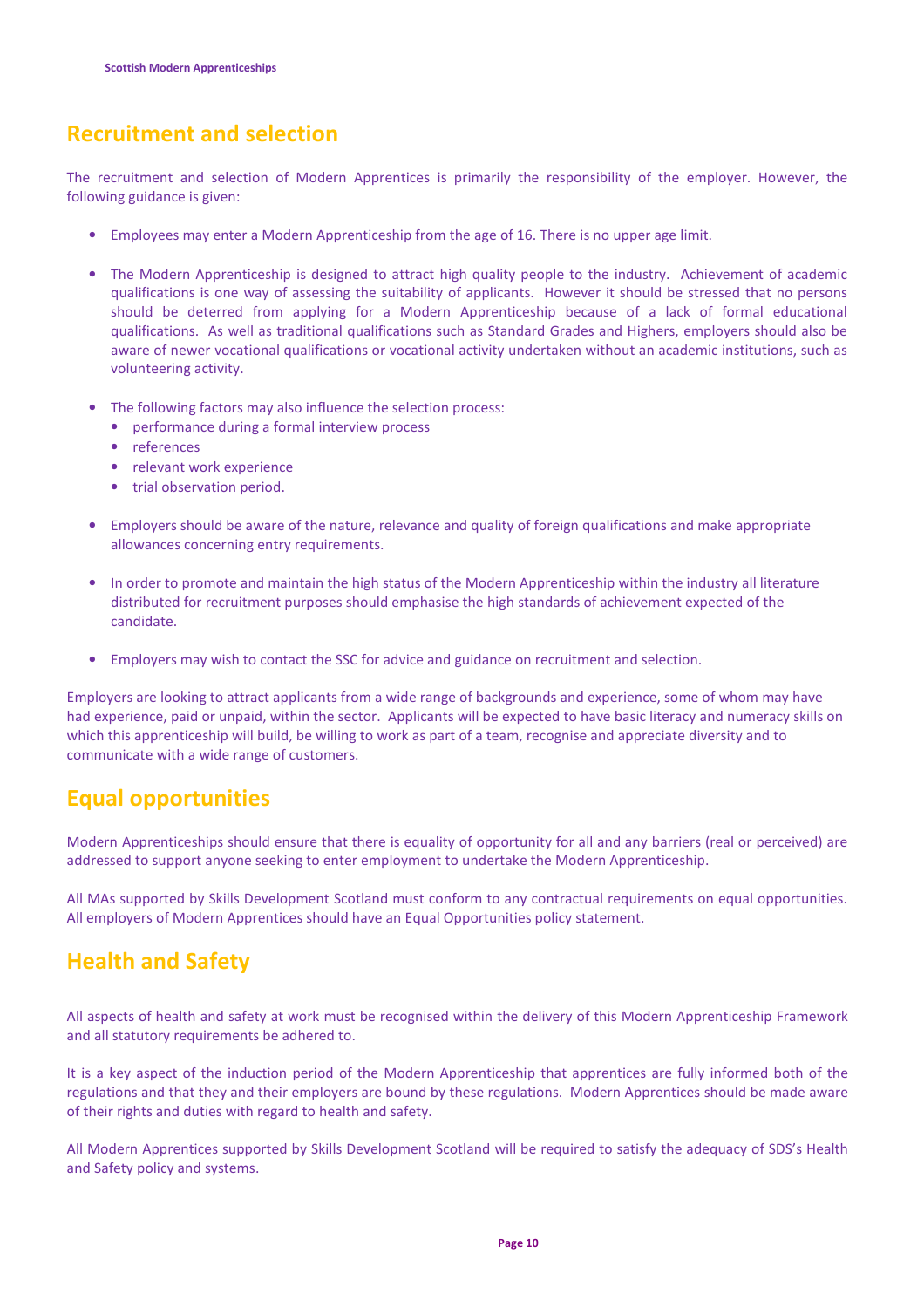## Recruitment and selection

The recruitment and selection of Modern Apprentices is primarily the responsibility of the employer. However, the following guidance is given:

- Employees may enter a Modern Apprenticeship from the age of 16. There is no upper age limit.

- The Modern Apprenticeship is designed to attract high quality people to the industry. Achievement of academic qualifications is one way of assessing the suitability of applicants. However it should be stressed that no persons should be deterred from applying for a Modern Apprenticeship because of a lack of formal educational qualifications. As well as traditional qualifications such as Standard Grades and Highers, employers should also be aware of newer vocational qualifications or vocational activity undertaken without an academic institutions, such as volunteering activity.

- The following factors may also influence the selection process:
  - performance during a formal interview process
  - references
  - relevant work experience
  - trial observation period.

- Employers should be aware of the nature, relevance and quality of foreign qualifications and make appropriate allowances concerning entry requirements.

- In order to promote and maintain the high status of the Modern Apprenticeship within the industry all literature distributed for recruitment purposes should emphasise the high standards of achievement expected of the candidate.

- Employers may wish to contact the SSC for advice and guidance on recruitment and selection.

Employers are looking to attract applicants from a wide range of backgrounds and experience, some of whom may have had experience, paid or unpaid, within the sector. Applicants will be expected to have basic literacy and numeracy skills on which this apprenticeship will build, be willing to work as part of a team, recognise and appreciate diversity and to communicate with a wide range of customers.

## Equal opportunities

Modern Apprenticeships should ensure that there is equality of opportunity for all and any barriers (real or perceived) are addressed to support anyone seeking to enter employment to undertake the Modern Apprenticeship.

All MAs supported by Skills Development Scotland must conform to any contractual requirements on equal opportunities. All employers of Modern Apprentices should have an Equal Opportunities policy statement.

## Health and Safety

All aspects of health and safety at work must be recognised within the delivery of this Modern Apprenticeship Framework and all statutory requirements be adhered to.

It is a key aspect of the induction period of the Modern Apprenticeship that apprentices are fully informed both of the regulations and that they and their employers are bound by these regulations. Modern Apprentices should be made aware of their rights and duties with regard to health and safety.

All Modern Apprentices supported by Skills Development Scotland will be required to satisfy the adequacy of SDS's Health and Safety policy and systems.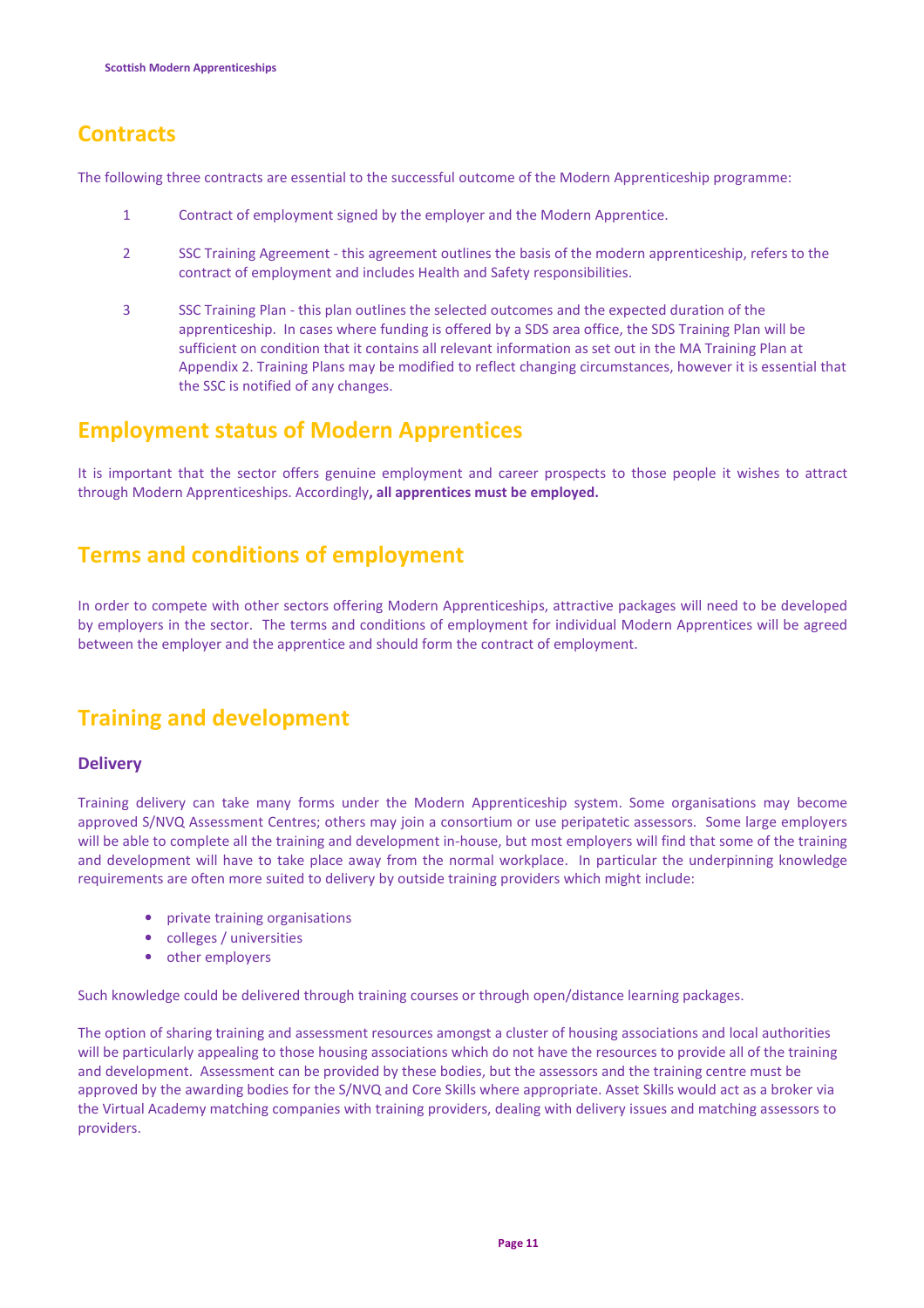## Contracts

The following three contracts are essential to the successful outcome of the Modern Apprenticeship programme:

1. Contract of employment signed by the employer and the Modern Apprentice.

2. SSC Training Agreement - this agreement outlines the basis of the modern apprenticeship, refers to the contract of employment and includes Health and Safety responsibilities.

3. SSC Training Plan - this plan outlines the selected outcomes and the expected duration of the apprenticeship. In cases where funding is offered by a SDS area office, the SDS Training Plan will be sufficient on condition that it contains all relevant information as set out in the MA Training Plan at Appendix 2. Training Plans may be modified to reflect changing circumstances, however it is essential that the SSC is notified of any changes.

## Employment status of Modern Apprentices

It is important that the sector offers genuine employment and career prospects to those people it wishes to attract through Modern Apprenticeships. Accordingly**, all apprentices must be employed.**

## Terms and conditions of employment

In order to compete with other sectors offering Modern Apprenticeships, attractive packages will need to be developed by employers in the sector. The terms and conditions of employment for individual Modern Apprentices will be agreed between the employer and the apprentice and should form the contract of employment.

## Training and development

### Delivery

Training delivery can take many forms under the Modern Apprenticeship system. Some organisations may become approved S/NVQ Assessment Centres; others may join a consortium or use peripatetic assessors. Some large employers will be able to complete all the training and development in-house, but most employers will find that some of the training and development will have to take place away from the normal workplace. In particular the underpinning knowledge requirements are often more suited to delivery by outside training providers which might include:

- private training organisations
- colleges / universities
- other employers

Such knowledge could be delivered through training courses or through open/distance learning packages.

The option of sharing training and assessment resources amongst a cluster of housing associations and local authorities will be particularly appealing to those housing associations which do not have the resources to provide all of the training and development. Assessment can be provided by these bodies, but the assessors and the training centre must be approved by the awarding bodies for the S/NVQ and Core Skills where appropriate. Asset Skills would act as a broker via the Virtual Academy matching companies with training providers, dealing with delivery issues and matching assessors to providers.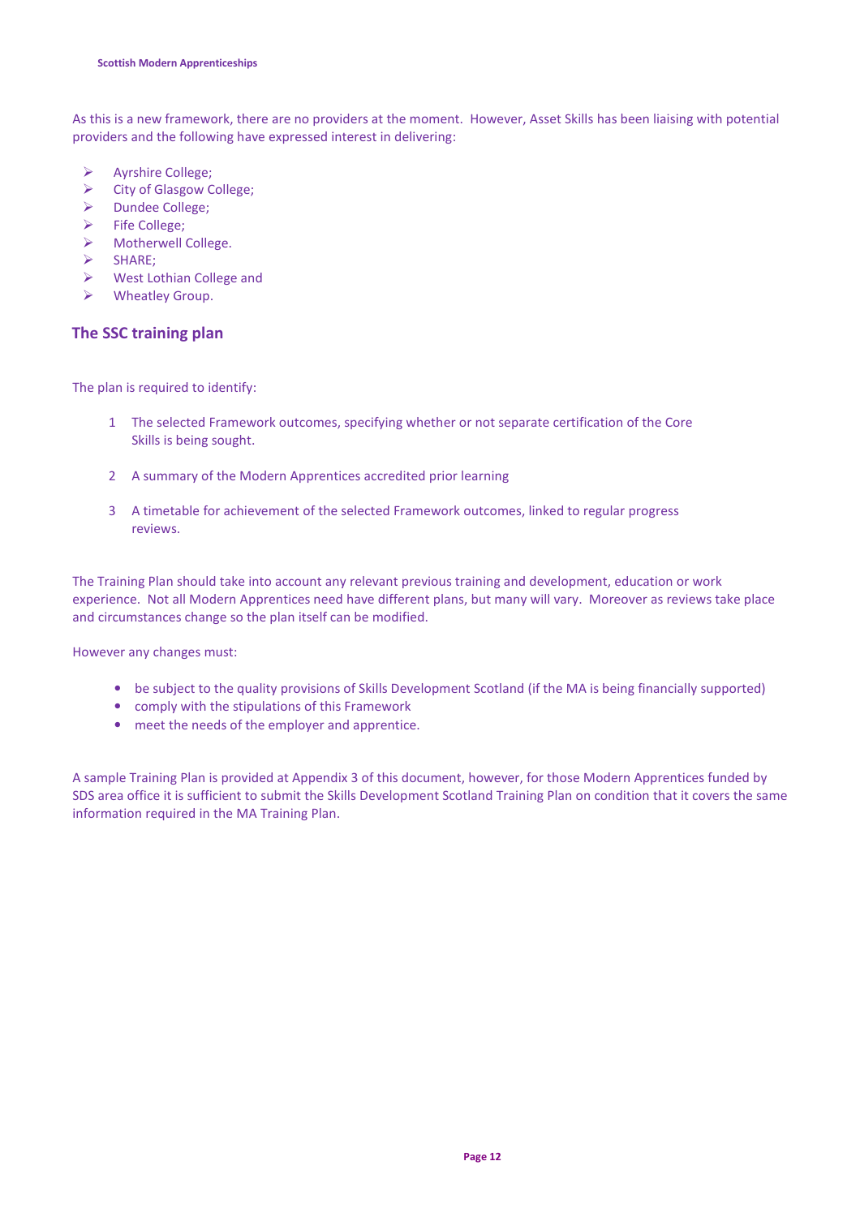As this is a new framework, there are no providers at the moment. However, Asset Skills has been liaising with potential providers and the following have expressed interest in delivering:

- Ayrshire College;
- City of Glasgow College;
- Dundee College;
- Fife College;
- Motherwell College.
- SHARE;
- West Lothian College and
- Wheatley Group.

## The SSC training plan

The plan is required to identify:

1. The selected Framework outcomes, specifying whether or not separate certification of the Core Skills is being sought.
2. A summary of the Modern Apprentices accredited prior learning
3. A timetable for achievement of the selected Framework outcomes, linked to regular progress reviews.

The Training Plan should take into account any relevant previous training and development, education or work experience. Not all Modern Apprentices need have different plans, but many will vary. Moreover as reviews take place and circumstances change so the plan itself can be modified.

However any changes must:

- be subject to the quality provisions of Skills Development Scotland (if the MA is being financially supported)
- comply with the stipulations of this Framework
- meet the needs of the employer and apprentice.

A sample Training Plan is provided at Appendix 3 of this document, however, for those Modern Apprentices funded by SDS area office it is sufficient to submit the Skills Development Scotland Training Plan on condition that it covers the same information required in the MA Training Plan.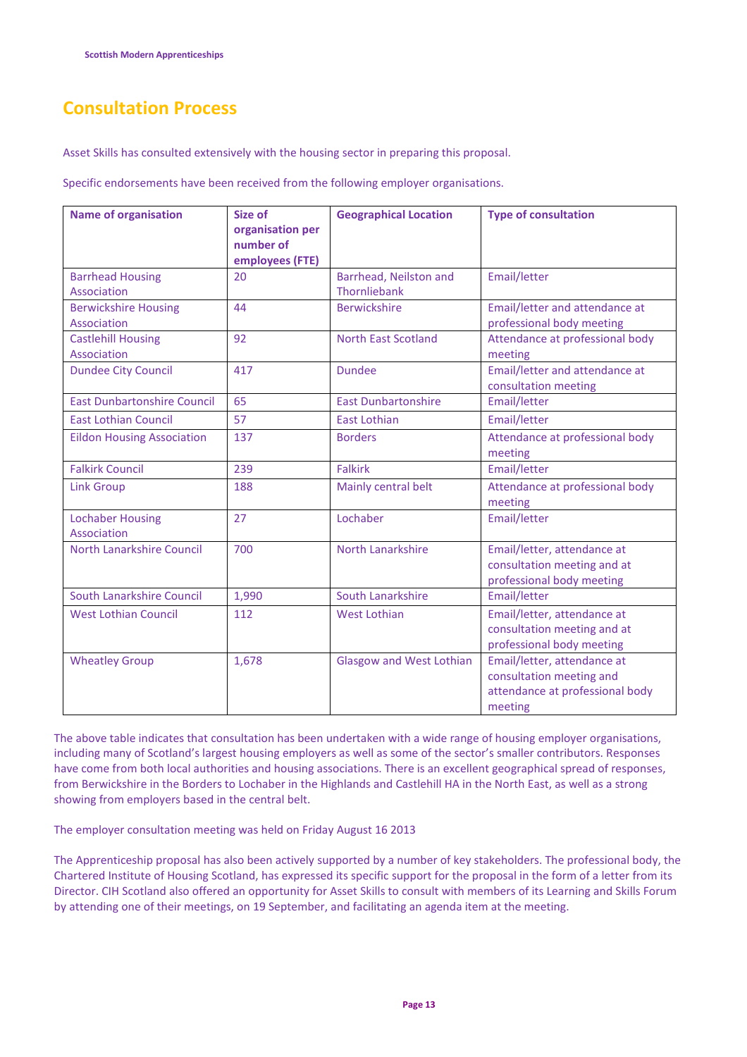## Consultation Process

Asset Skills has consulted extensively with the housing sector in preparing this proposal.

Specific endorsements have been received from the following employer organisations.

| Name of organisation | Size of organisation per number of employees (FTE) | Geographical Location | Type of consultation |
|---|---|---|---|
| Barrhead Housing Association | 20 | Barrhead, Neilston and Thornliebank | Email/letter |
| Berwickshire Housing Association | 44 | Berwickshire | Email/letter and attendance at professional body meeting |
| Castlehill Housing Association | 92 | North East Scotland | Attendance at professional body meeting |
| Dundee City Council | 417 | Dundee | Email/letter and attendance at consultation meeting |
| East Dunbartonshire Council | 65 | East Dunbartonshire | Email/letter |
| East Lothian Council | 57 | East Lothian | Email/letter |
| Eildon Housing Association | 137 | Borders | Attendance at professional body meeting |
| Falkirk Council | 239 | Falkirk | Email/letter |
| Link Group | 188 | Mainly central belt | Attendance at professional body meeting |
| Lochaber Housing Association | 27 | Lochaber | Email/letter |
| North Lanarkshire Council | 700 | North Lanarkshire | Email/letter, attendance at consultation meeting and at professional body meeting |
| South Lanarkshire Council | 1,990 | South Lanarkshire | Email/letter |
| West Lothian Council | 112 | West Lothian | Email/letter, attendance at consultation meeting and at professional body meeting |
| Wheatley Group | 1,678 | Glasgow and West Lothian | Email/letter, attendance at consultation meeting and attendance at professional body meeting |

The above table indicates that consultation has been undertaken with a wide range of housing employer organisations, including many of Scotland's largest housing employers as well as some of the sector's smaller contributors. Responses have come from both local authorities and housing associations. There is an excellent geographical spread of responses, from Berwickshire in the Borders to Lochaber in the Highlands and Castlehill HA in the North East, as well as a strong showing from employers based in the central belt.

The employer consultation meeting was held on Friday August 16 2013

The Apprenticeship proposal has also been actively supported by a number of key stakeholders. The professional body, the Chartered Institute of Housing Scotland, has expressed its specific support for the proposal in the form of a letter from its Director. CIH Scotland also offered an opportunity for Asset Skills to consult with members of its Learning and Skills Forum by attending one of their meetings, on 19 September, and facilitating an agenda item at the meeting.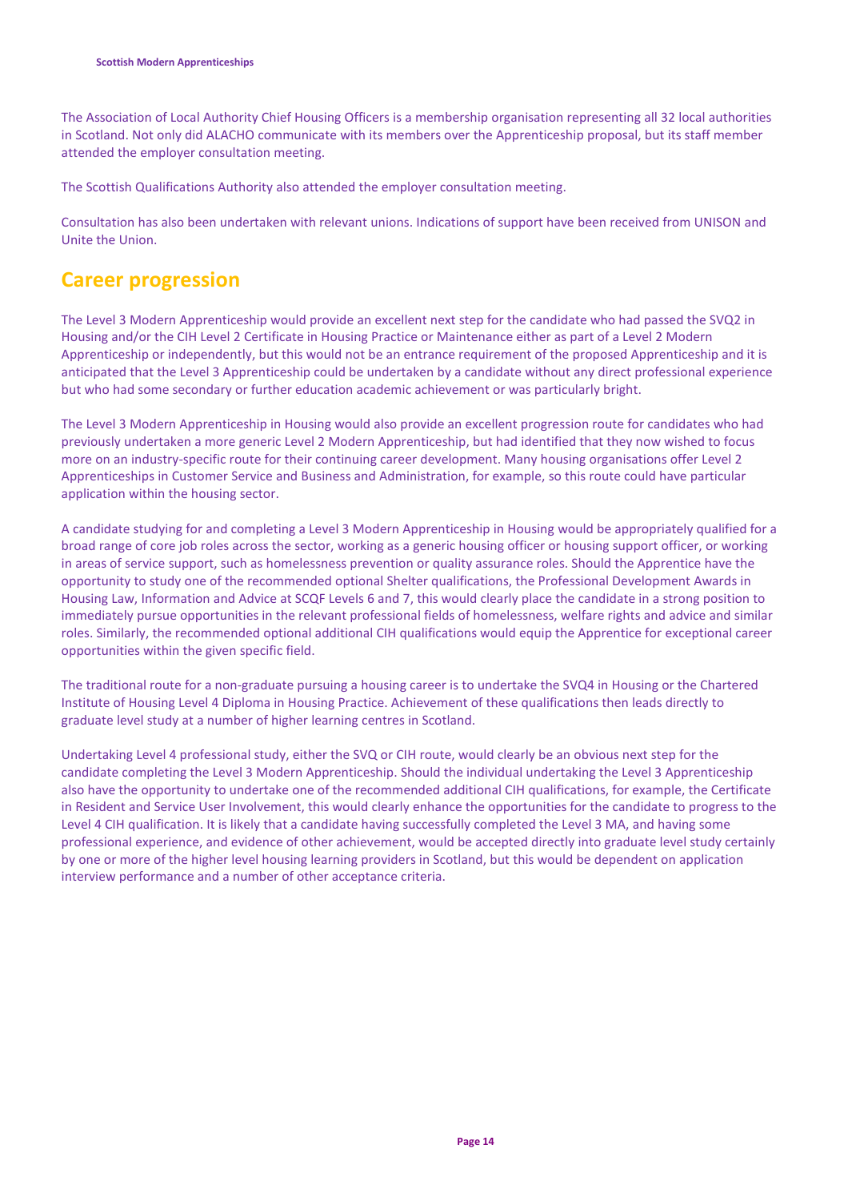The Association of Local Authority Chief Housing Officers is a membership organisation representing all 32 local authorities in Scotland. Not only did ALACHO communicate with its members over the Apprenticeship proposal, but its staff member attended the employer consultation meeting.

The Scottish Qualifications Authority also attended the employer consultation meeting.

Consultation has also been undertaken with relevant unions. Indications of support have been received from UNISON and Unite the Union.

## Career progression

The Level 3 Modern Apprenticeship would provide an excellent next step for the candidate who had passed the SVQ2 in Housing and/or the CIH Level 2 Certificate in Housing Practice or Maintenance either as part of a Level 2 Modern Apprenticeship or independently, but this would not be an entrance requirement of the proposed Apprenticeship and it is anticipated that the Level 3 Apprenticeship could be undertaken by a candidate without any direct professional experience but who had some secondary or further education academic achievement or was particularly bright.

The Level 3 Modern Apprenticeship in Housing would also provide an excellent progression route for candidates who had previously undertaken a more generic Level 2 Modern Apprenticeship, but had identified that they now wished to focus more on an industry-specific route for their continuing career development. Many housing organisations offer Level 2 Apprenticeships in Customer Service and Business and Administration, for example, so this route could have particular application within the housing sector.

A candidate studying for and completing a Level 3 Modern Apprenticeship in Housing would be appropriately qualified for a broad range of core job roles across the sector, working as a generic housing officer or housing support officer, or working in areas of service support, such as homelessness prevention or quality assurance roles. Should the Apprentice have the opportunity to study one of the recommended optional Shelter qualifications, the Professional Development Awards in Housing Law, Information and Advice at SCQF Levels 6 and 7, this would clearly place the candidate in a strong position to immediately pursue opportunities in the relevant professional fields of homelessness, welfare rights and advice and similar roles. Similarly, the recommended optional additional CIH qualifications would equip the Apprentice for exceptional career opportunities within the given specific field.

The traditional route for a non-graduate pursuing a housing career is to undertake the SVQ4 in Housing or the Chartered Institute of Housing Level 4 Diploma in Housing Practice. Achievement of these qualifications then leads directly to graduate level study at a number of higher learning centres in Scotland.

Undertaking Level 4 professional study, either the SVQ or CIH route, would clearly be an obvious next step for the candidate completing the Level 3 Modern Apprenticeship. Should the individual undertaking the Level 3 Apprenticeship also have the opportunity to undertake one of the recommended additional CIH qualifications, for example, the Certificate in Resident and Service User Involvement, this would clearly enhance the opportunities for the candidate to progress to the Level 4 CIH qualification. It is likely that a candidate having successfully completed the Level 3 MA, and having some professional experience, and evidence of other achievement, would be accepted directly into graduate level study certainly by one or more of the higher level housing learning providers in Scotland, but this would be dependent on application interview performance and a number of other acceptance criteria.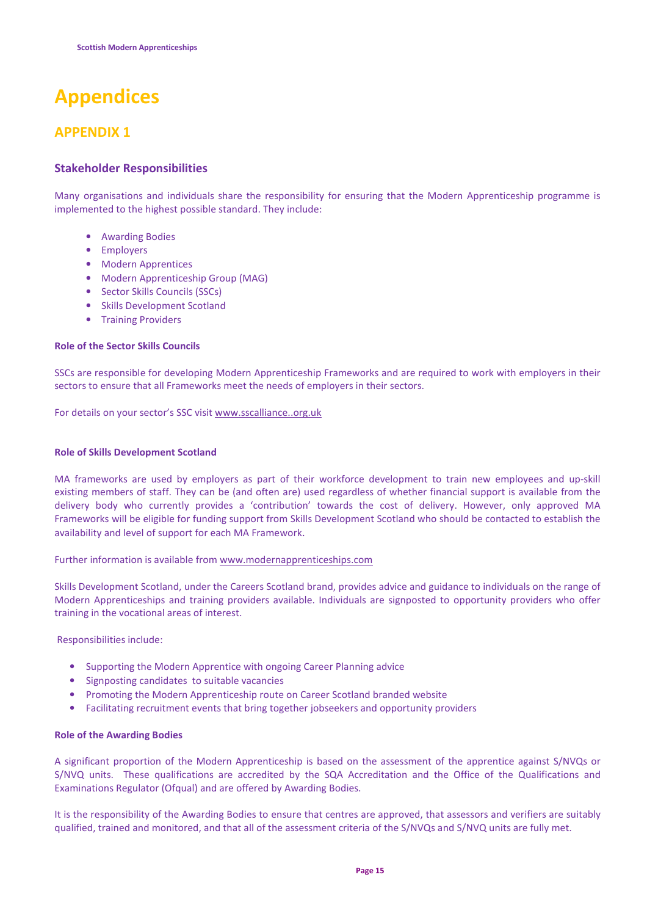# Appendices

## APPENDIX 1

### Stakeholder Responsibilities

Many organisations and individuals share the responsibility for ensuring that the Modern Apprenticeship programme is implemented to the highest possible standard. They include:

- Awarding Bodies
- Employers
- Modern Apprentices
- Modern Apprenticeship Group (MAG)
- Sector Skills Councils (SSCs)
- Skills Development Scotland
- Training Providers

**Role of the Sector Skills Councils**

SSCs are responsible for developing Modern Apprenticeship Frameworks and are required to work with employers in their sectors to ensure that all Frameworks meet the needs of employers in their sectors.

For details on your sector's SSC visit www.sscalliance..org.uk

**Role of Skills Development Scotland**

MA frameworks are used by employers as part of their workforce development to train new employees and up-skill existing members of staff. They can be (and often are) used regardless of whether financial support is available from the delivery body who currently provides a 'contribution' towards the cost of delivery. However, only approved MA Frameworks will be eligible for funding support from Skills Development Scotland who should be contacted to establish the availability and level of support for each MA Framework.

Further information is available from www.modernapprenticeships.com

Skills Development Scotland, under the Careers Scotland brand, provides advice and guidance to individuals on the range of Modern Apprenticeships and training providers available. Individuals are signposted to opportunity providers who offer training in the vocational areas of interest.

Responsibilities include:

- Supporting the Modern Apprentice with ongoing Career Planning advice
- Signposting candidates to suitable vacancies
- Promoting the Modern Apprenticeship route on Career Scotland branded website
- Facilitating recruitment events that bring together jobseekers and opportunity providers

**Role of the Awarding Bodies**

A significant proportion of the Modern Apprenticeship is based on the assessment of the apprentice against S/NVQs or S/NVQ units. These qualifications are accredited by the SQA Accreditation and the Office of the Qualifications and Examinations Regulator (Ofqual) and are offered by Awarding Bodies.

It is the responsibility of the Awarding Bodies to ensure that centres are approved, that assessors and verifiers are suitably qualified, trained and monitored, and that all of the assessment criteria of the S/NVQs and S/NVQ units are fully met.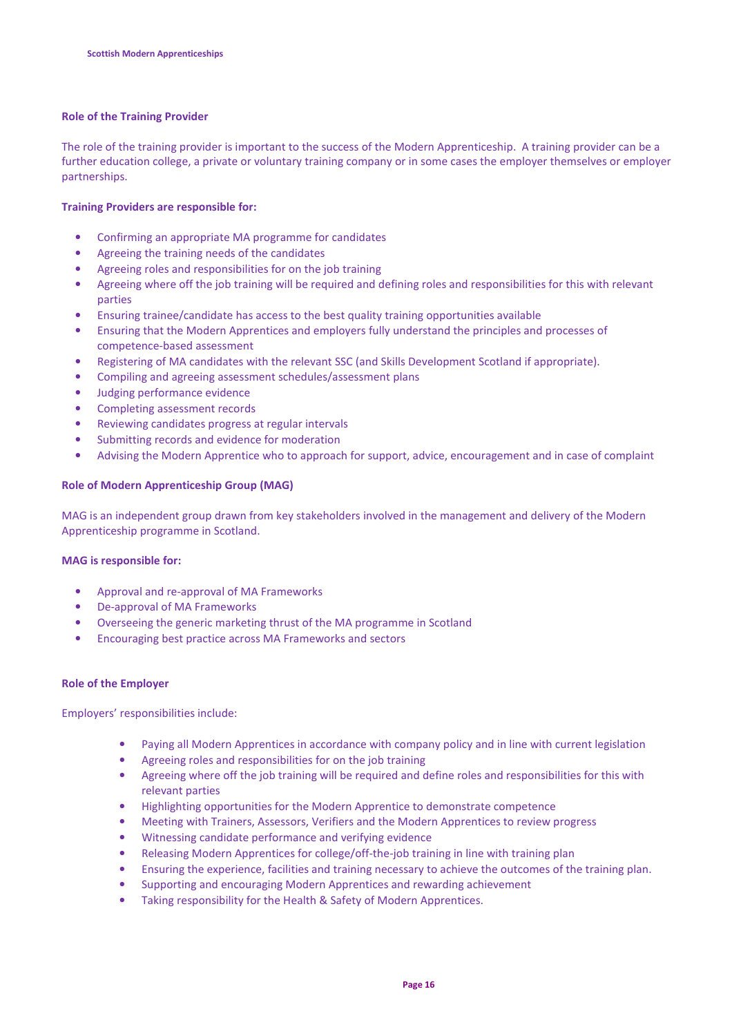### Role of the Training Provider

The role of the training provider is important to the success of the Modern Apprenticeship. A training provider can be a further education college, a private or voluntary training company or in some cases the employer themselves or employer partnerships.

**Training Providers are responsible for:**

- Confirming an appropriate MA programme for candidates
- Agreeing the training needs of the candidates
- Agreeing roles and responsibilities for on the job training
- Agreeing where off the job training will be required and defining roles and responsibilities for this with relevant parties
- Ensuring trainee/candidate has access to the best quality training opportunities available
- Ensuring that the Modern Apprentices and employers fully understand the principles and processes of competence-based assessment
- Registering of MA candidates with the relevant SSC (and Skills Development Scotland if appropriate).
- Compiling and agreeing assessment schedules/assessment plans
- Judging performance evidence
- Completing assessment records
- Reviewing candidates progress at regular intervals
- Submitting records and evidence for moderation
- Advising the Modern Apprentice who to approach for support, advice, encouragement and in case of complaint

### Role of Modern Apprenticeship Group (MAG)

MAG is an independent group drawn from key stakeholders involved in the management and delivery of the Modern Apprenticeship programme in Scotland.

**MAG is responsible for:**

- Approval and re-approval of MA Frameworks
- De-approval of MA Frameworks
- Overseeing the generic marketing thrust of the MA programme in Scotland
- Encouraging best practice across MA Frameworks and sectors

### Role of the Employer

Employers' responsibilities include:

- Paying all Modern Apprentices in accordance with company policy and in line with current legislation
- Agreeing roles and responsibilities for on the job training
- Agreeing where off the job training will be required and define roles and responsibilities for this with relevant parties
- Highlighting opportunities for the Modern Apprentice to demonstrate competence
- Meeting with Trainers, Assessors, Verifiers and the Modern Apprentices to review progress
- Witnessing candidate performance and verifying evidence
- Releasing Modern Apprentices for college/off-the-job training in line with training plan
- Ensuring the experience, facilities and training necessary to achieve the outcomes of the training plan.
- Supporting and encouraging Modern Apprentices and rewarding achievement
- Taking responsibility for the Health & Safety of Modern Apprentices.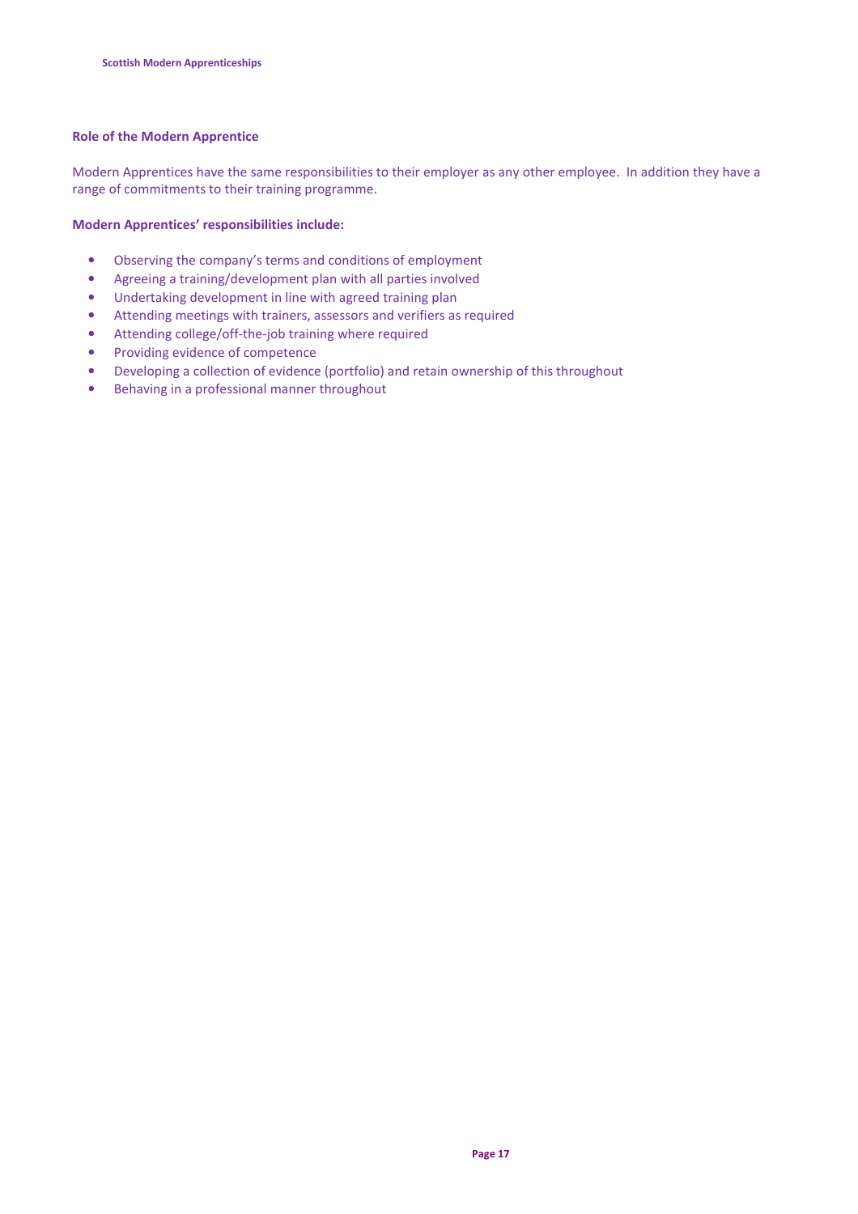## Role of the Modern Apprentice

Modern Apprentices have the same responsibilities to their employer as any other employee. In addition they have a range of commitments to their training programme.

**Modern Apprentices' responsibilities include:**

- Observing the company's terms and conditions of employment
- Agreeing a training/development plan with all parties involved
- Undertaking development in line with agreed training plan
- Attending meetings with trainers, assessors and verifiers as required
- Attending college/off-the-job training where required
- Providing evidence of competence
- Developing a collection of evidence (portfolio) and retain ownership of this throughout
- Behaving in a professional manner throughout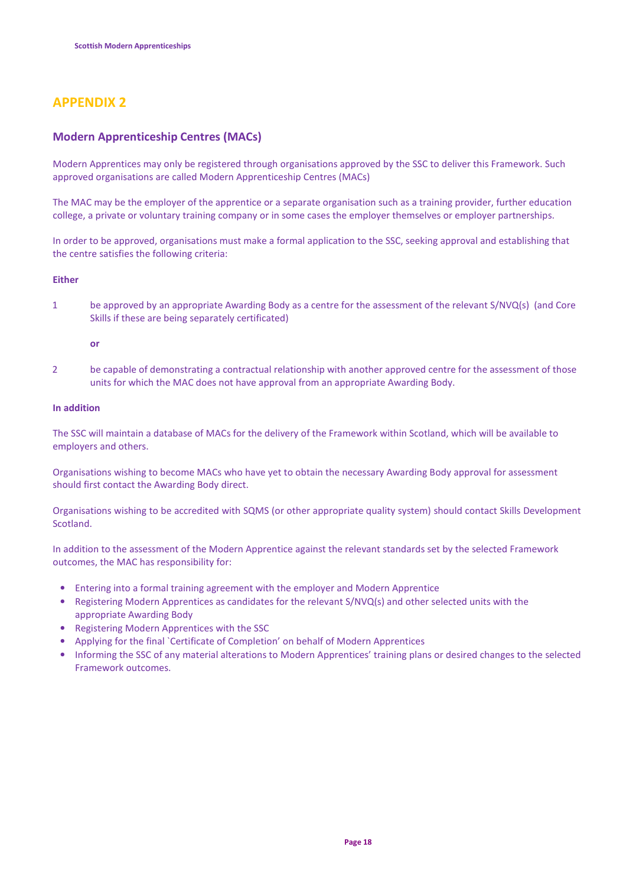# APPENDIX 2

## Modern Apprenticeship Centres (MACs)

Modern Apprentices may only be registered through organisations approved by the SSC to deliver this Framework. Such approved organisations are called Modern Apprenticeship Centres (MACs)

The MAC may be the employer of the apprentice or a separate organisation such as a training provider, further education college, a private or voluntary training company or in some cases the employer themselves or employer partnerships.

In order to be approved, organisations must make a formal application to the SSC, seeking approval and establishing that the centre satisfies the following criteria:

**Either**

1. be approved by an appropriate Awarding Body as a centre for the assessment of the relevant S/NVQ(s) (and Core Skills if these are being separately certificated)

   **or**

2. be capable of demonstrating a contractual relationship with another approved centre for the assessment of those units for which the MAC does not have approval from an appropriate Awarding Body.

**In addition**

The SSC will maintain a database of MACs for the delivery of the Framework within Scotland, which will be available to employers and others.

Organisations wishing to become MACs who have yet to obtain the necessary Awarding Body approval for assessment should first contact the Awarding Body direct.

Organisations wishing to be accredited with SQMS (or other appropriate quality system) should contact Skills Development Scotland.

In addition to the assessment of the Modern Apprentice against the relevant standards set by the selected Framework outcomes, the MAC has responsibility for:

- Entering into a formal training agreement with the employer and Modern Apprentice
- Registering Modern Apprentices as candidates for the relevant S/NVQ(s) and other selected units with the appropriate Awarding Body
- Registering Modern Apprentices with the SSC
- Applying for the final `Certificate of Completion' on behalf of Modern Apprentices
- Informing the SSC of any material alterations to Modern Apprentices' training plans or desired changes to the selected Framework outcomes.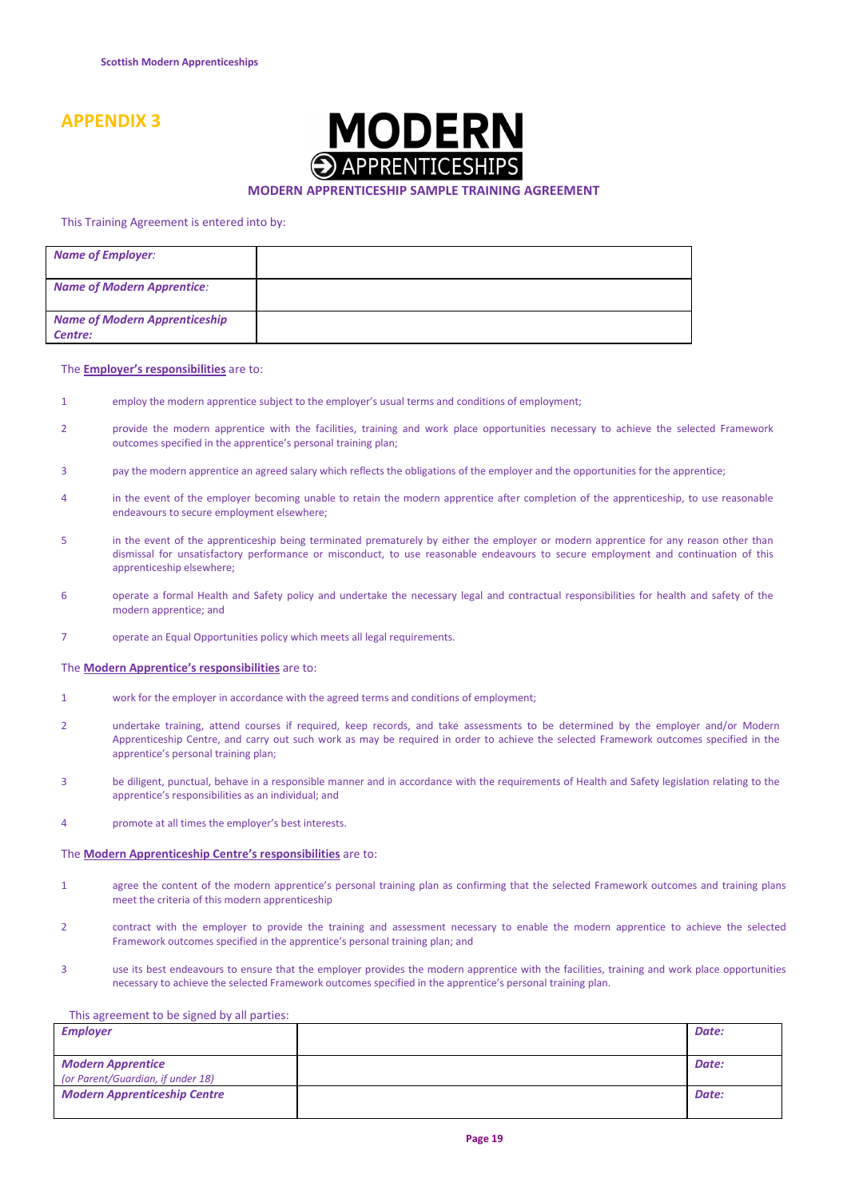# APPENDIX 3

**MODERN APPRENTICESHIPS**

## MODERN APPRENTICESHIP SAMPLE TRAINING AGREEMENT

This Training Agreement is entered into by:

| | |
|---|---|
| ***Name of Employer:*** | |
| ***Name of Modern Apprentice:*** | |
| ***Name of Modern Apprenticeship Centre:*** | |

The **Employer's responsibilities** are to:

1. employ the modern apprentice subject to the employer's usual terms and conditions of employment;
2. provide the modern apprentice with the facilities, training and work place opportunities necessary to achieve the selected Framework outcomes specified in the apprentice's personal training plan;
3. pay the modern apprentice an agreed salary which reflects the obligations of the employer and the opportunities for the apprentice;
4. in the event of the employer becoming unable to retain the modern apprentice after completion of the apprenticeship, to use reasonable endeavours to secure employment elsewhere;
5. in the event of the apprenticeship being terminated prematurely by either the employer or modern apprentice for any reason other than dismissal for unsatisfactory performance or misconduct, to use reasonable endeavours to secure employment and continuation of this apprenticeship elsewhere;
6. operate a formal Health and Safety policy and undertake the necessary legal and contractual responsibilities for health and safety of the modern apprentice; and
7. operate an Equal Opportunities policy which meets all legal requirements.

The **Modern Apprentice's responsibilities** are to:

1. work for the employer in accordance with the agreed terms and conditions of employment;
2. undertake training, attend courses if required, keep records, and take assessments to be determined by the employer and/or Modern Apprenticeship Centre, and carry out such work as may be required in order to achieve the selected Framework outcomes specified in the apprentice's personal training plan;
3. be diligent, punctual, behave in a responsible manner and in accordance with the requirements of Health and Safety legislation relating to the apprentice's responsibilities as an individual; and
4. promote at all times the employer's best interests.

The **Modern Apprenticeship Centre's responsibilities** are to:

1. agree the content of the modern apprentice's personal training plan as confirming that the selected Framework outcomes and training plans meet the criteria of this modern apprenticeship
2. contract with the employer to provide the training and assessment necessary to enable the modern apprentice to achieve the selected Framework outcomes specified in the apprentice's personal training plan; and
3. use its best endeavours to ensure that the employer provides the modern apprentice with the facilities, training and work place opportunities necessary to achieve the selected Framework outcomes specified in the apprentice's personal training plan.

This agreement to be signed by all parties:

| | | |
|---|---|---|
| ***Employer*** | | ***Date:*** |
| ***Modern Apprentice*** *(or Parent/Guardian, if under 18)* | | ***Date:*** |
| ***Modern Apprenticeship Centre*** | | ***Date:*** |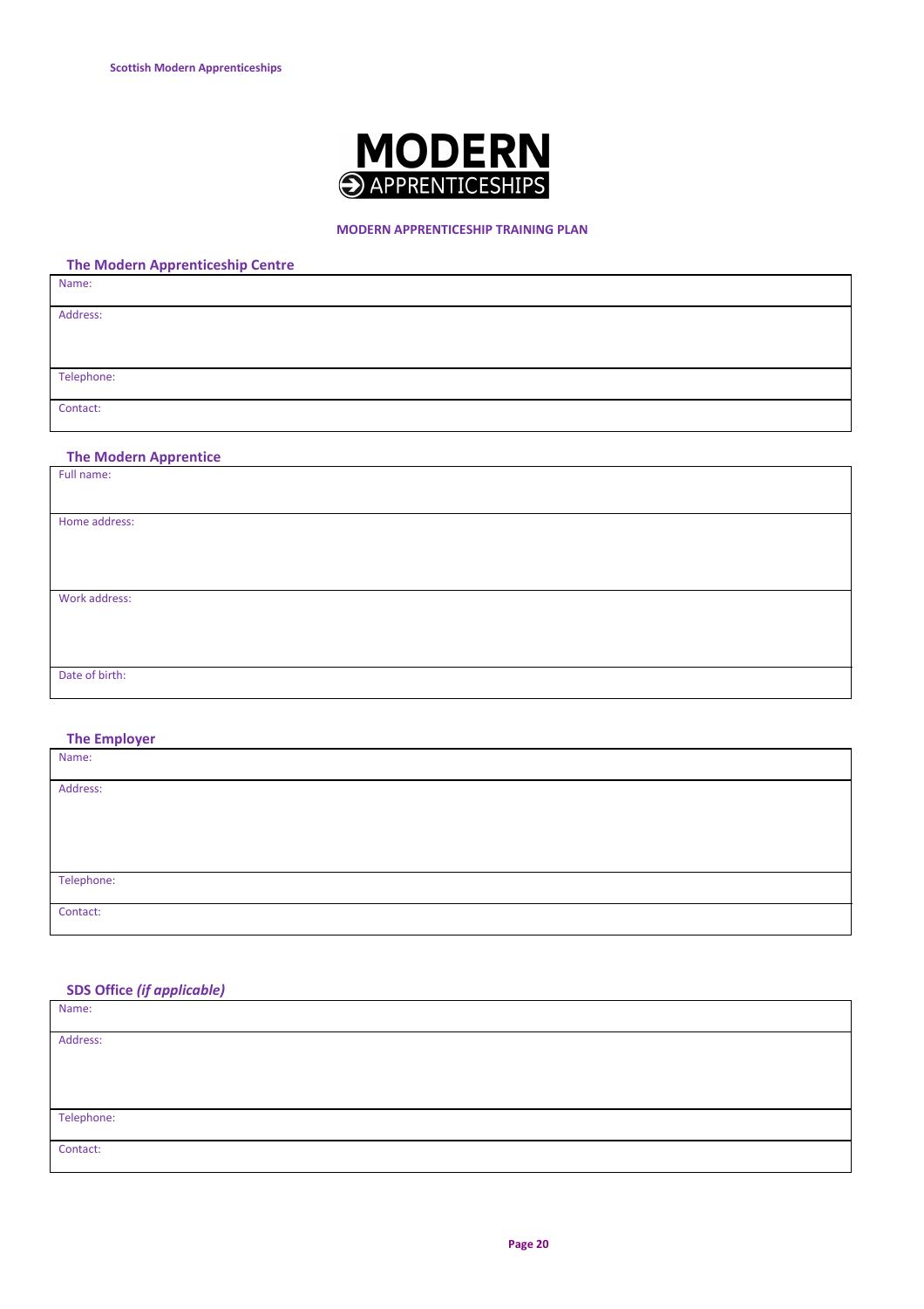MODERN
APPRENTICESHIPS

## MODERN APPRENTICESHIP TRAINING PLAN

### The Modern Apprenticeship Centre

| Name: |
|---|
| Address: |
| Telephone: |
| Contact: |

### The Modern Apprentice

| Full name: |
|---|
| Home address: |
| Work address: |
| Date of birth: |

### The Employer

| Name: |
|---|
| Address: |
| Telephone: |
| Contact: |

### SDS Office *(if applicable)*

| Name: |
|---|
| Address: |
| Telephone: |
| Contact: |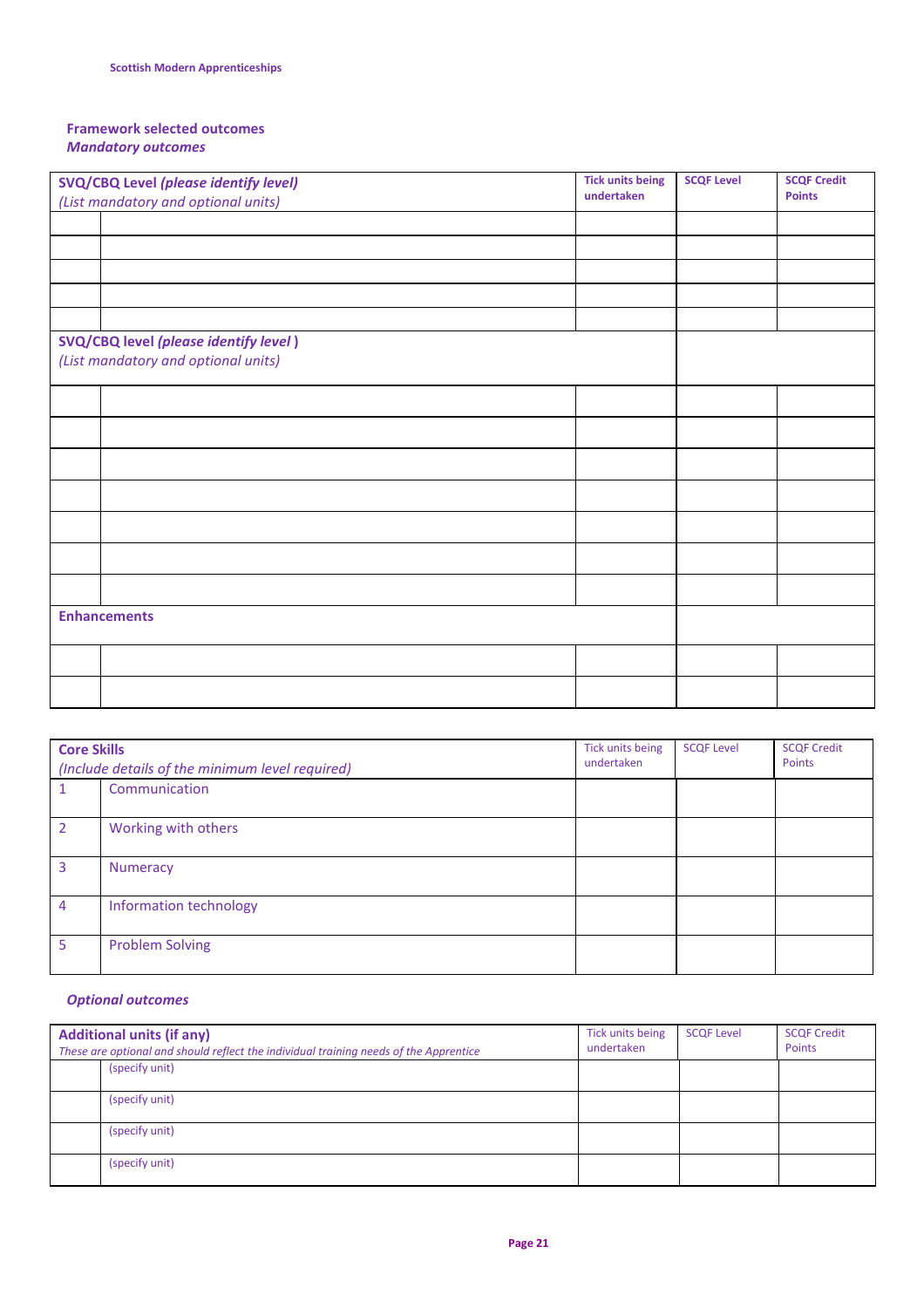### Framework selected outcomes

#### *Mandatory outcomes*

| **SVQ/CBQ Level *(please identify level)*** *(List mandatory and optional units)* | | **Tick units being undertaken** | **SCQF Level** | **SCQF Credit Points** |
|---|---|---|---|---|
| | | | | |
| | | | | |
| | | | | |
| | | | | |
| | | | | |
| **SVQ/CBQ level *(please identify level )*** *(List mandatory and optional units)* | | | | |
| | | | | |
| | | | | |
| | | | | |
| | | | | |
| | | | | |
| | | | | |
| | | | | |
| **Enhancements** | | | | |
| | | | | |
| | | | | |

| **Core Skills** *(Include details of the minimum level required)* | | Tick units being undertaken | SCQF Level | SCQF Credit Points |
|---|---|---|---|---|
| 1 | Communication | | | |
| 2 | Working with others | | | |
| 3 | Numeracy | | | |
| 4 | Information technology | | | |
| 5 | Problem Solving | | | |

#### *Optional outcomes*

| **Additional units (if any)** *These are optional and should reflect the individual training needs of the Apprentice* | | Tick units being undertaken | SCQF Level | SCQF Credit Points |
|---|---|---|---|---|
| | (specify unit) | | | |
| | (specify unit) | | | |
| | (specify unit) | | | |
| | (specify unit) | | | |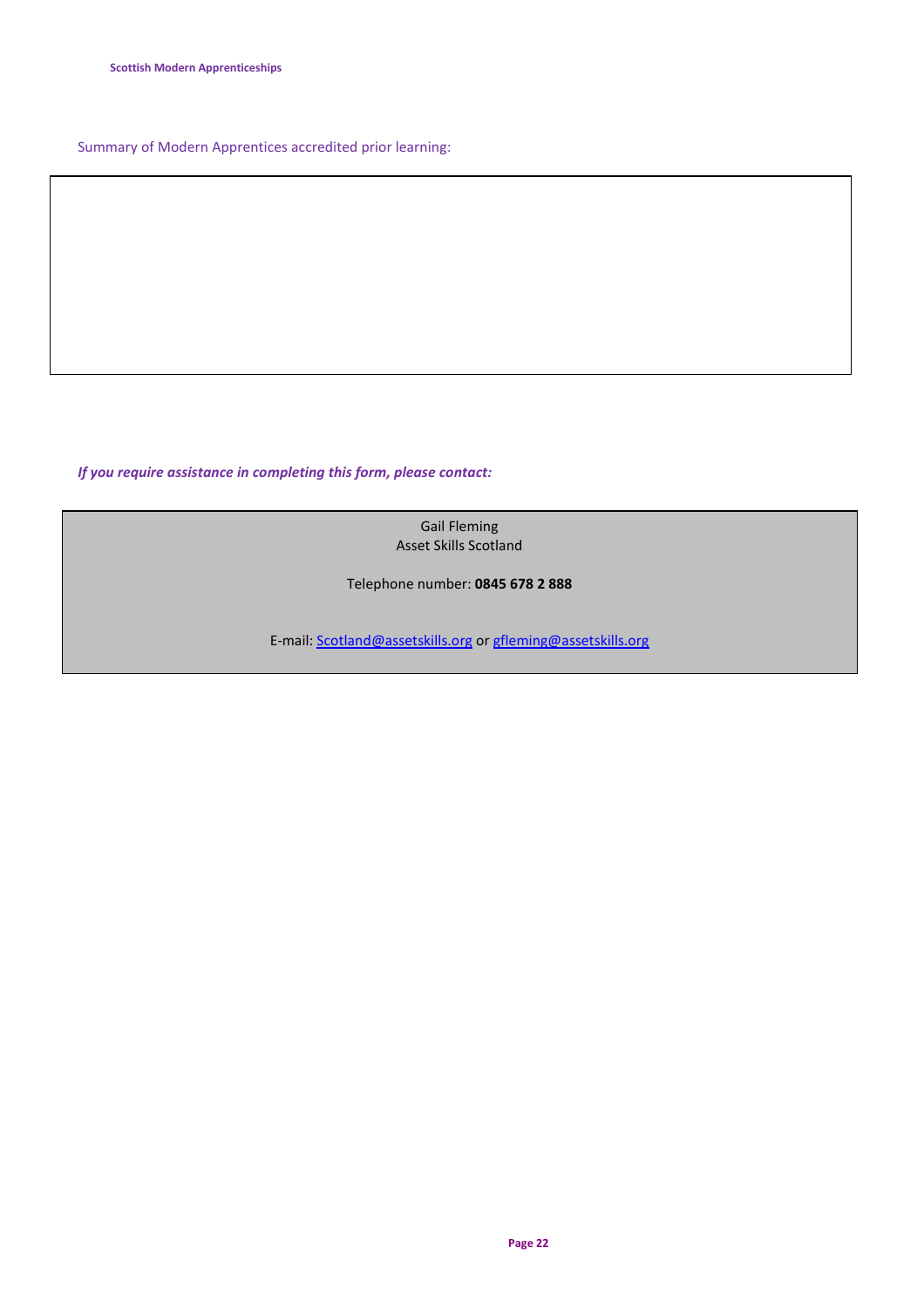Summary of Modern Apprentices accredited prior learning:

| |
|---|
| |

***If you require assistance in completing this form, please contact:***

| |
|---|
| Gail Fleming<br>Asset Skills Scotland<br><br>Telephone number: **0845 678 2 888**<br><br>E-mail: [Scotland@assetskills.org](mailto:Scotland@assetskills.org) or [gfleming@assetskills.org](mailto:gfleming@assetskills.org) |